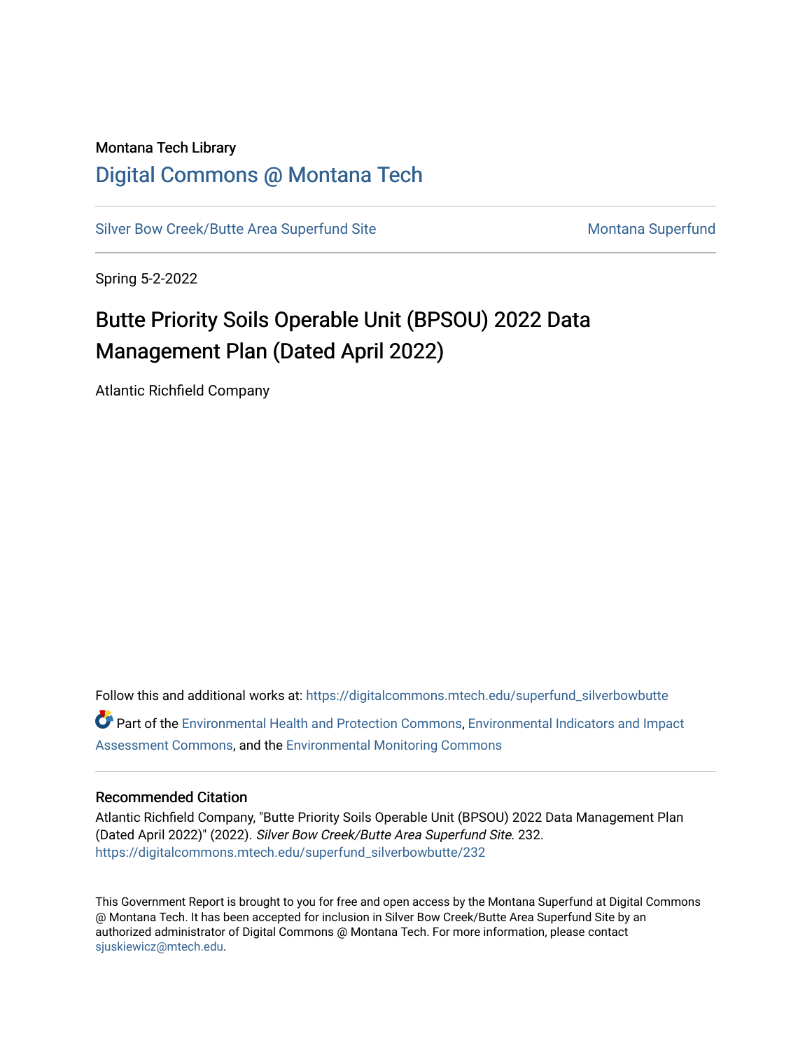Montana Tech Library

# Digital Commons @ Montana Tech

Silver Bow Creek/Butte Area Superfund Site | Montana Superfund

Spring 5-2-2022

# Butte Priority Soils Operable Unit (BPSOU) 2022 Data Management Plan (Dated April 2022)

Atlantic Richfield Company

Follow this and additional works at: https://digitalcommons.mtech.edu/superfund_silverbowbutte

Part of the Environmental Health and Protection Commons, Environmental Indicators and Impact Assessment Commons, and the Environmental Monitoring Commons

## Recommended Citation

Atlantic Richfield Company, "Butte Priority Soils Operable Unit (BPSOU) 2022 Data Management Plan (Dated April 2022)" (2022). *Silver Bow Creek/Butte Area Superfund Site*. 232.
https://digitalcommons.mtech.edu/superfund_silverbowbutte/232

This Government Report is brought to you for free and open access by the Montana Superfund at Digital Commons @ Montana Tech. It has been accepted for inclusion in Silver Bow Creek/Butte Area Superfund Site by an authorized administrator of Digital Commons @ Montana Tech. For more information, please contact sjuskiewicz@mtech.edu.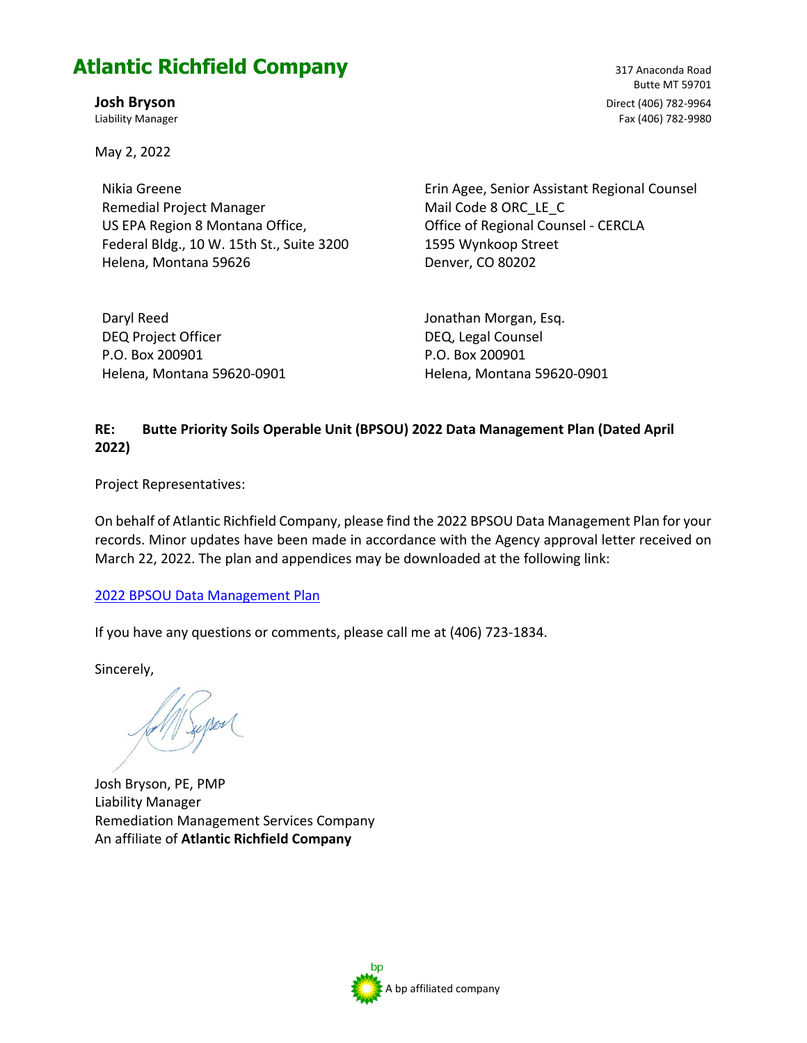# Atlantic Richfield Company

**Josh Bryson**
Liability Manager

317 Anaconda Road
Butte MT 59701
Direct (406) 782-9964
Fax (406) 782-9980

May 2, 2022

Nikia Greene
Remedial Project Manager
US EPA Region 8 Montana Office,
Federal Bldg., 10 W. 15th St., Suite 3200
Helena, Montana 59626

Erin Agee, Senior Assistant Regional Counsel
Mail Code 8 ORC_LE_C
Office of Regional Counsel - CERCLA
1595 Wynkoop Street
Denver, CO 80202

Daryl Reed
DEQ Project Officer
P.O. Box 200901
Helena, Montana 59620-0901

Jonathan Morgan, Esq.
DEQ, Legal Counsel
P.O. Box 200901
Helena, Montana 59620-0901

**RE: Butte Priority Soils Operable Unit (BPSOU) 2022 Data Management Plan (Dated April 2022)**

Project Representatives:

On behalf of Atlantic Richfield Company, please find the 2022 BPSOU Data Management Plan for your records. Minor updates have been made in accordance with the Agency approval letter received on March 22, 2022. The plan and appendices may be downloaded at the following link:

2022 BPSOU Data Management Plan

If you have any questions or comments, please call me at (406) 723-1834.

Sincerely,

Josh Bryson, PE, PMP
Liability Manager
Remediation Management Services Company
An affiliate of **Atlantic Richfield Company**

A bp affiliated company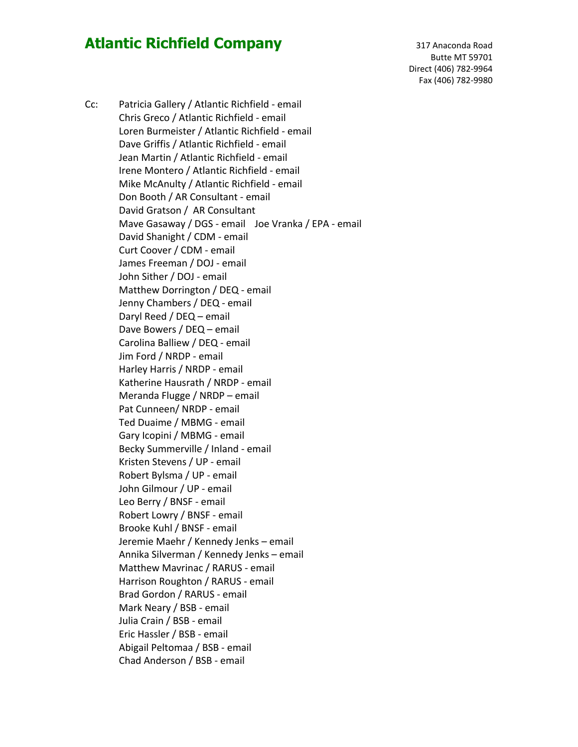# Atlantic Richfield Company

317 Anaconda Road
Butte MT 59701
Direct (406) 782-9964
Fax (406) 782-9980

Cc: Patricia Gallery / Atlantic Richfield - email
Chris Greco / Atlantic Richfield - email
Loren Burmeister / Atlantic Richfield - email
Dave Griffis / Atlantic Richfield - email
Jean Martin / Atlantic Richfield - email
Irene Montero / Atlantic Richfield - email
Mike McAnulty / Atlantic Richfield - email
Don Booth / AR Consultant - email
David Gratson / AR Consultant
Mave Gasaway / DGS - email Joe Vranka / EPA - email
David Shanight / CDM - email
Curt Coover / CDM - email
James Freeman / DOJ - email
John Sither / DOJ - email
Matthew Dorrington / DEQ - email
Jenny Chambers / DEQ - email
Daryl Reed / DEQ – email
Dave Bowers / DEQ – email
Carolina Balliew / DEQ - email
Jim Ford / NRDP - email
Harley Harris / NRDP - email
Katherine Hausrath / NRDP - email
Meranda Flugge / NRDP – email
Pat Cunneen/ NRDP - email
Ted Duaime / MBMG - email
Gary Icopini / MBMG - email
Becky Summerville / Inland - email
Kristen Stevens / UP - email
Robert Bylsma / UP - email
John Gilmour / UP - email
Leo Berry / BNSF - email
Robert Lowry / BNSF - email
Brooke Kuhl / BNSF - email
Jeremie Maehr / Kennedy Jenks – email
Annika Silverman / Kennedy Jenks – email
Matthew Mavrinac / RARUS - email
Harrison Roughton / RARUS - email
Brad Gordon / RARUS - email
Mark Neary / BSB - email
Julia Crain / BSB - email
Eric Hassler / BSB - email
Abigail Peltomaa / BSB - email
Chad Anderson / BSB - email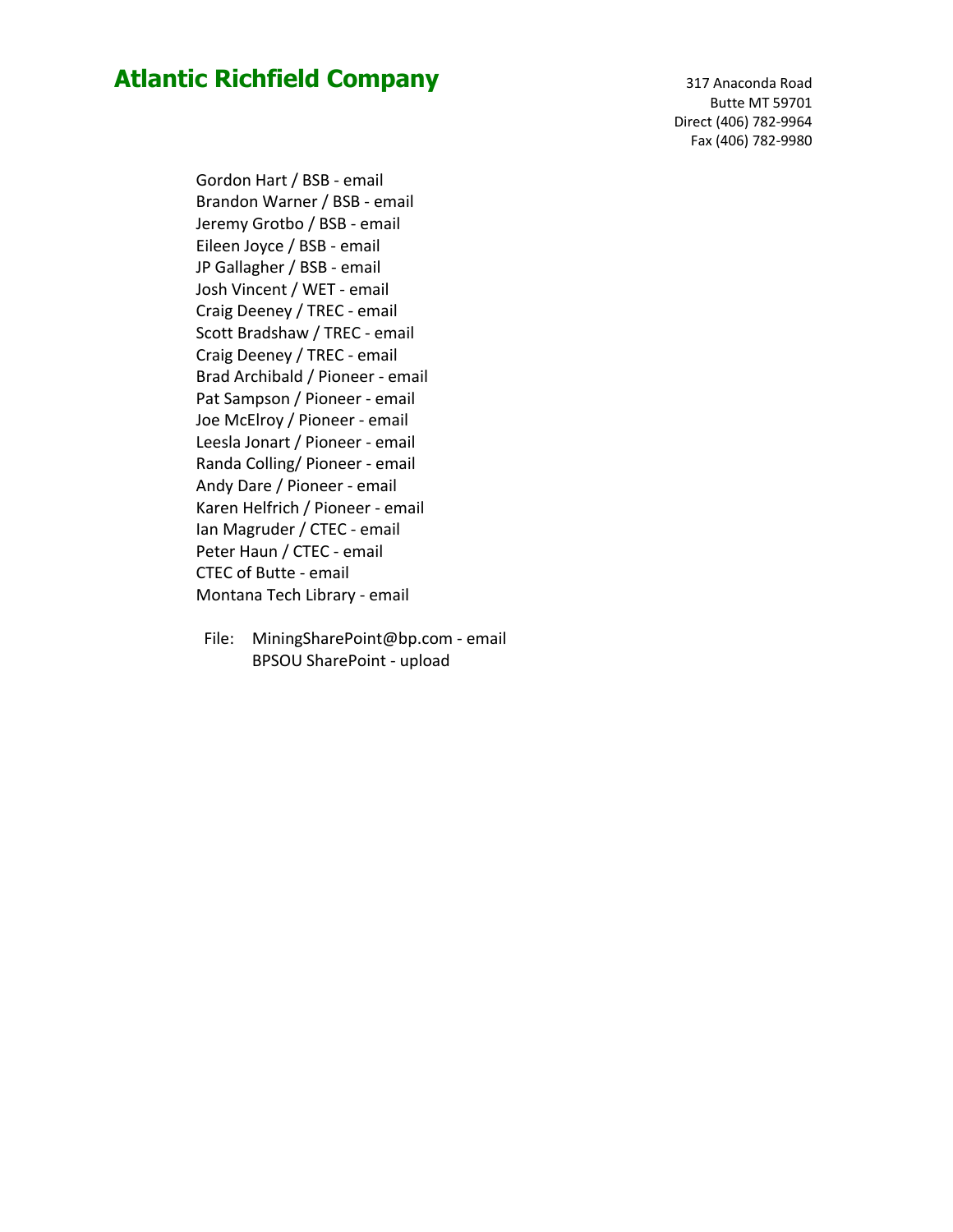# Atlantic Richfield Company

317 Anaconda Road
Butte MT 59701
Direct (406) 782-9964
Fax (406) 782-9980

Gordon Hart / BSB - email
Brandon Warner / BSB - email
Jeremy Grotbo / BSB - email
Eileen Joyce / BSB - email
JP Gallagher / BSB - email
Josh Vincent / WET - email
Craig Deeney / TREC - email
Scott Bradshaw / TREC - email
Craig Deeney / TREC - email
Brad Archibald / Pioneer - email
Pat Sampson / Pioneer - email
Joe McElroy / Pioneer - email
Leesla Jonart / Pioneer - email
Randa Colling/ Pioneer - email
Andy Dare / Pioneer - email
Karen Helfrich / Pioneer - email
Ian Magruder / CTEC - email
Peter Haun / CTEC - email
CTEC of Butte - email
Montana Tech Library - email

File: MiningSharePoint@bp.com - email
BPSOU SharePoint - upload